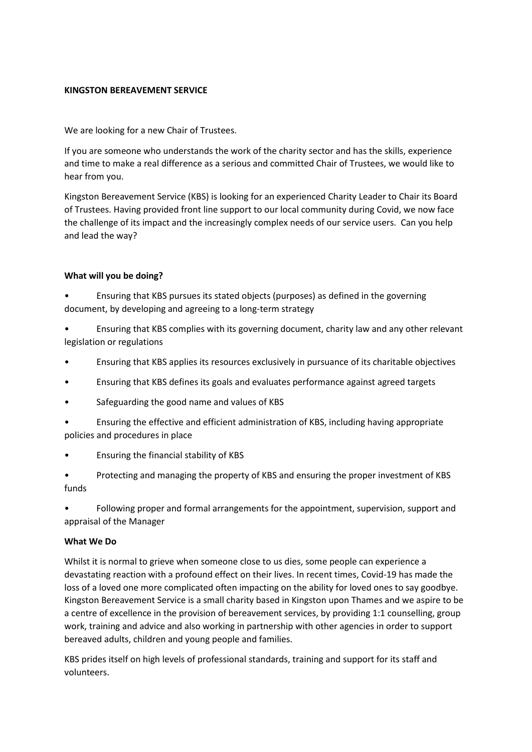**KINGSTON BEREAVEMENT SERVICE**

We are looking for a new Chair of Trustees.

If you are someone who understands the work of the charity sector and has the skills, experience and time to make a real difference as a serious and committed Chair of Trustees, we would like to hear from you.

Kingston Bereavement Service (KBS) is looking for an experienced Charity Leader to Chair its Board of Trustees. Having provided front line support to our local community during Covid, we now face the challenge of its impact and the increasingly complex needs of our service users. Can you help and lead the way?

**What will you be doing?**

- Ensuring that KBS pursues its stated objects (purposes) as defined in the governing document, by developing and agreeing to a long-term strategy
- Ensuring that KBS complies with its governing document, charity law and any other relevant legislation or regulations
- Ensuring that KBS applies its resources exclusively in pursuance of its charitable objectives
- Ensuring that KBS defines its goals and evaluates performance against agreed targets
- Safeguarding the good name and values of KBS
- Ensuring the effective and efficient administration of KBS, including having appropriate policies and procedures in place
- Ensuring the financial stability of KBS
- Protecting and managing the property of KBS and ensuring the proper investment of KBS funds
- Following proper and formal arrangements for the appointment, supervision, support and appraisal of the Manager

**What We Do**

Whilst it is normal to grieve when someone close to us dies, some people can experience a devastating reaction with a profound effect on their lives. In recent times, Covid-19 has made the loss of a loved one more complicated often impacting on the ability for loved ones to say goodbye. Kingston Bereavement Service is a small charity based in Kingston upon Thames and we aspire to be a centre of excellence in the provision of bereavement services, by providing 1:1 counselling, group work, training and advice and also working in partnership with other agencies in order to support bereaved adults, children and young people and families.

KBS prides itself on high levels of professional standards, training and support for its staff and volunteers.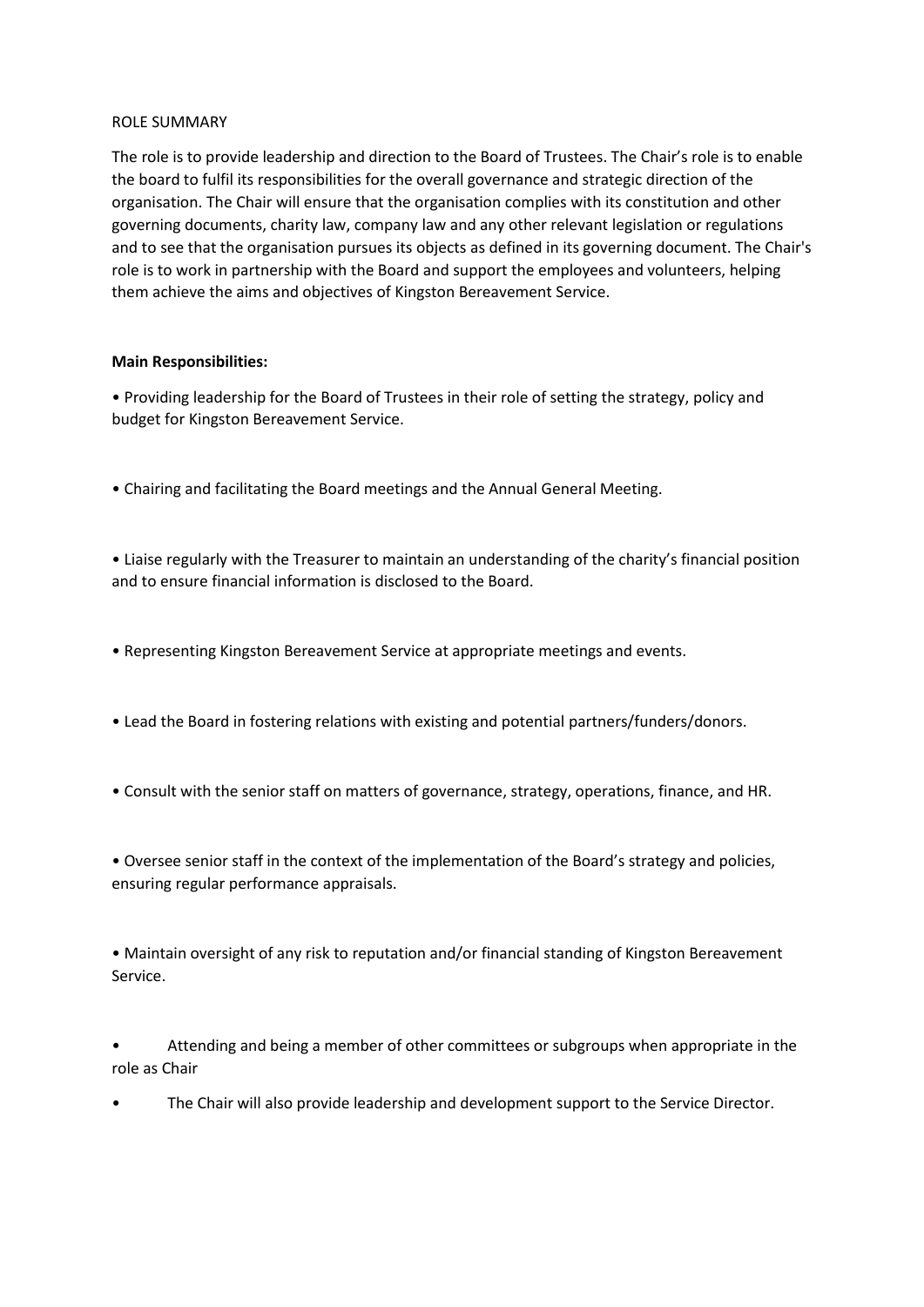ROLE SUMMARY

The role is to provide leadership and direction to the Board of Trustees. The Chair's role is to enable the board to fulfil its responsibilities for the overall governance and strategic direction of the organisation. The Chair will ensure that the organisation complies with its constitution and other governing documents, charity law, company law and any other relevant legislation or regulations and to see that the organisation pursues its objects as defined in its governing document. The Chair's role is to work in partnership with the Board and support the employees and volunteers, helping them achieve the aims and objectives of Kingston Bereavement Service.

**Main Responsibilities:**

- Providing leadership for the Board of Trustees in their role of setting the strategy, policy and budget for Kingston Bereavement Service.
- Chairing and facilitating the Board meetings and the Annual General Meeting.
- Liaise regularly with the Treasurer to maintain an understanding of the charity's financial position and to ensure financial information is disclosed to the Board.
- Representing Kingston Bereavement Service at appropriate meetings and events.
- Lead the Board in fostering relations with existing and potential partners/funders/donors.
- Consult with the senior staff on matters of governance, strategy, operations, finance, and HR.
- Oversee senior staff in the context of the implementation of the Board's strategy and policies, ensuring regular performance appraisals.
- Maintain oversight of any risk to reputation and/or financial standing of Kingston Bereavement Service.
- Attending and being a member of other committees or subgroups when appropriate in the role as Chair
- The Chair will also provide leadership and development support to the Service Director.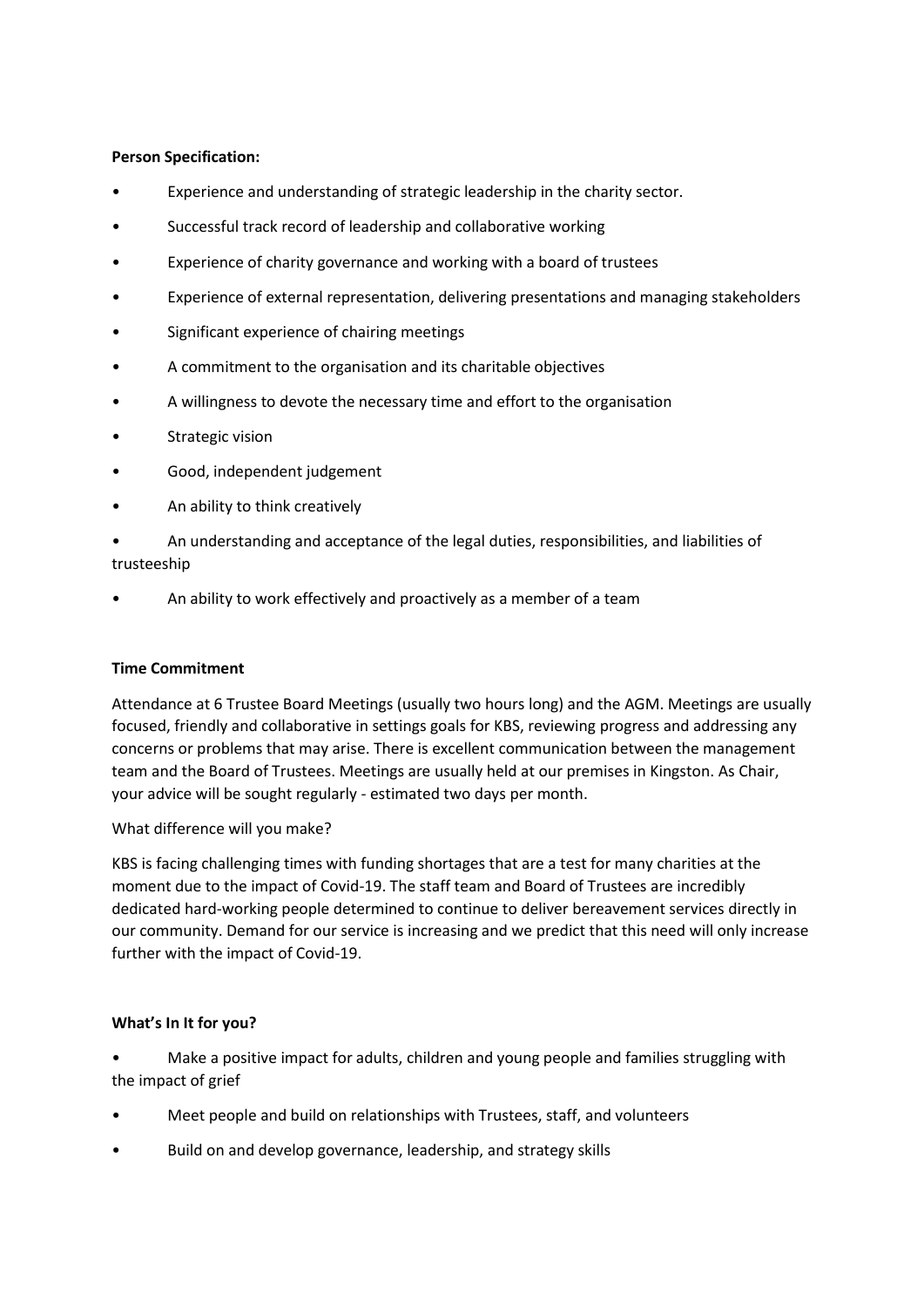**Person Specification:**

- Experience and understanding of strategic leadership in the charity sector.
- Successful track record of leadership and collaborative working
- Experience of charity governance and working with a board of trustees
- Experience of external representation, delivering presentations and managing stakeholders
- Significant experience of chairing meetings
- A commitment to the organisation and its charitable objectives
- A willingness to devote the necessary time and effort to the organisation
- Strategic vision
- Good, independent judgement
- An ability to think creatively
- An understanding and acceptance of the legal duties, responsibilities, and liabilities of trusteeship
- An ability to work effectively and proactively as a member of a team

**Time Commitment**

Attendance at 6 Trustee Board Meetings (usually two hours long) and the AGM. Meetings are usually focused, friendly and collaborative in settings goals for KBS, reviewing progress and addressing any concerns or problems that may arise. There is excellent communication between the management team and the Board of Trustees. Meetings are usually held at our premises in Kingston. As Chair, your advice will be sought regularly - estimated two days per month.

What difference will you make?

KBS is facing challenging times with funding shortages that are a test for many charities at the moment due to the impact of Covid-19. The staff team and Board of Trustees are incredibly dedicated hard-working people determined to continue to deliver bereavement services directly in our community. Demand for our service is increasing and we predict that this need will only increase further with the impact of Covid-19.

**What's In It for you?**

- Make a positive impact for adults, children and young people and families struggling with the impact of grief
- Meet people and build on relationships with Trustees, staff, and volunteers
- Build on and develop governance, leadership, and strategy skills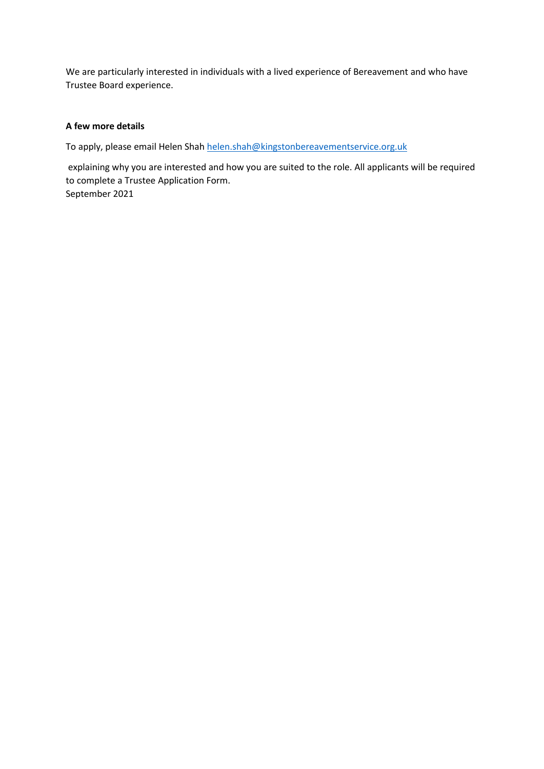We are particularly interested in individuals with a lived experience of Bereavement and who have Trustee Board experience.

**A few more details**

To apply, please email Helen Shah [helen.shah@kingstonbereavementservice.org.uk](mailto:helen.shah@kingstonbereavementservice.org.uk)

explaining why you are interested and how you are suited to the role. All applicants will be required to complete a Trustee Application Form.
September 2021